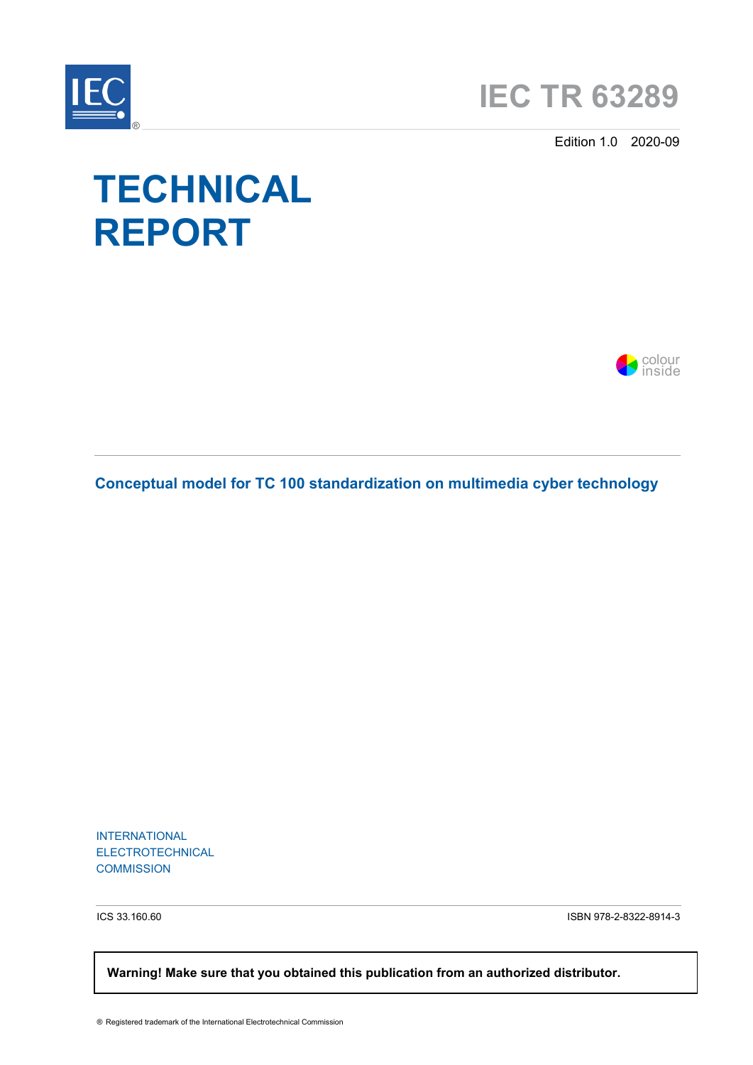IEC®

# IEC TR 63289

Edition 1.0 2020-09

# TECHNICAL REPORT

colour inside

## Conceptual model for TC 100 standardization on multimedia cyber technology

INTERNATIONAL
ELECTROTECHNICAL
COMMISSION

ICS 33.160.60

ISBN 978-2-8322-8914-3

**Warning! Make sure that you obtained this publication from an authorized distributor.**

® Registered trademark of the International Electrotechnical Commission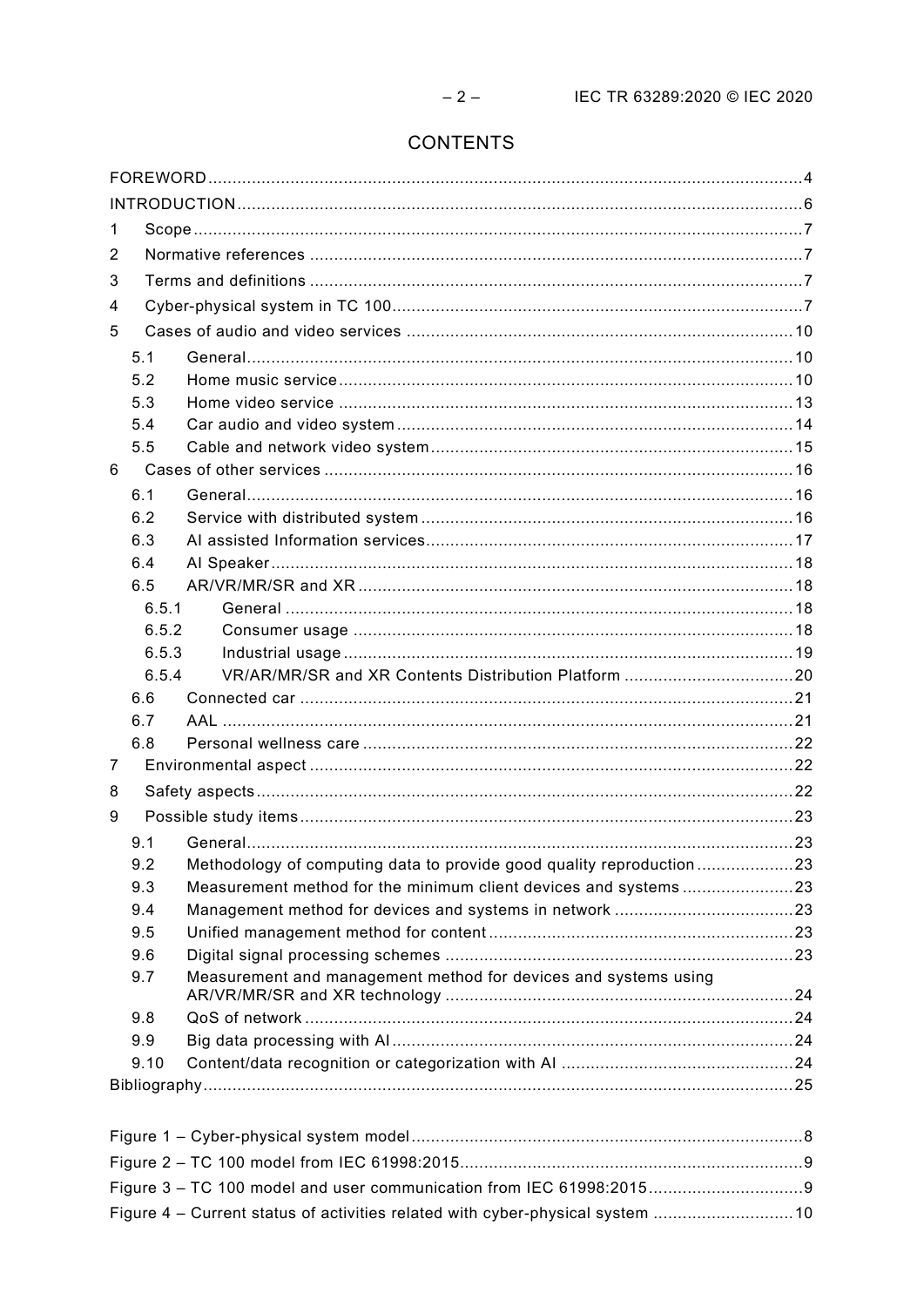# CONTENTS

FOREWORD ....... 4
INTRODUCTION ....... 6
1 Scope ....... 7
2 Normative references ....... 7
3 Terms and definitions ....... 7
4 Cyber-physical system in TC 100 ....... 7
5 Cases of audio and video services ....... 10
  5.1 General ....... 10
  5.2 Home music service ....... 10
  5.3 Home video service ....... 13
  5.4 Car audio and video system ....... 14
  5.5 Cable and network video system ....... 15
6 Cases of other services ....... 16
  6.1 General ....... 16
  6.2 Service with distributed system ....... 16
  6.3 AI assisted Information services ....... 17
  6.4 AI Speaker ....... 18
  6.5 AR/VR/MR/SR and XR ....... 18
    6.5.1 General ....... 18
    6.5.2 Consumer usage ....... 18
    6.5.3 Industrial usage ....... 19
    6.5.4 VR/AR/MR/SR and XR Contents Distribution Platform ....... 20
  6.6 Connected car ....... 21
  6.7 AAL ....... 21
  6.8 Personal wellness care ....... 22
7 Environmental aspect ....... 22
8 Safety aspects ....... 22
9 Possible study items ....... 23
  9.1 General ....... 23
  9.2 Methodology of computing data to provide good quality reproduction ....... 23
  9.3 Measurement method for the minimum client devices and systems ....... 23
  9.4 Management method for devices and systems in network ....... 23
  9.5 Unified management method for content ....... 23
  9.6 Digital signal processing schemes ....... 23
  9.7 Measurement and management method for devices and systems using AR/VR/MR/SR and XR technology ....... 24
  9.8 QoS of network ....... 24
  9.9 Big data processing with AI ....... 24
  9.10 Content/data recognition or categorization with AI ....... 24
Bibliography ....... 25

Figure 1 – Cyber-physical system model ....... 8
Figure 2 – TC 100 model from IEC 61998:2015 ....... 9
Figure 3 – TC 100 model and user communication from IEC 61998:2015 ....... 9
Figure 4 – Current status of activities related with cyber-physical system ....... 10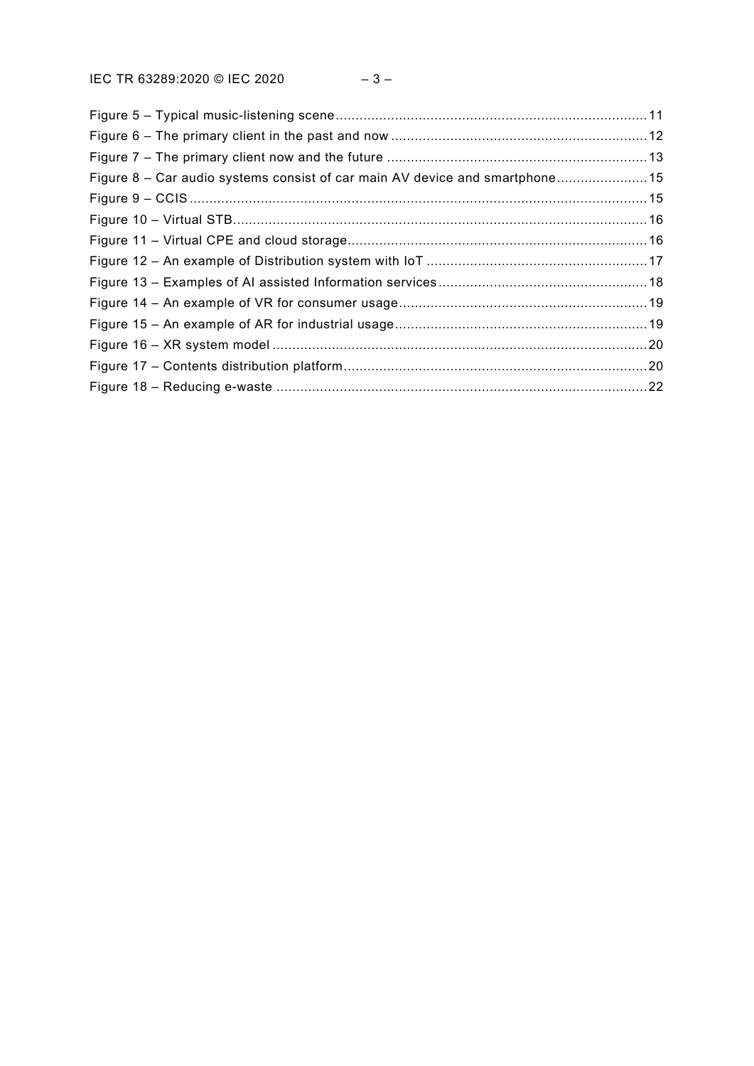Figure 5 – Typical music-listening scene .......... 11
Figure 6 – The primary client in the past and now .......... 12
Figure 7 – The primary client now and the future .......... 13
Figure 8 – Car audio systems consist of car main AV device and smartphone .......... 15
Figure 9 – CCIS .......... 15
Figure 10 – Virtual STB .......... 16
Figure 11 – Virtual CPE and cloud storage .......... 16
Figure 12 – An example of Distribution system with IoT .......... 17
Figure 13 – Examples of AI assisted Information services .......... 18
Figure 14 – An example of VR for consumer usage .......... 19
Figure 15 – An example of AR for industrial usage .......... 19
Figure 16 – XR system model .......... 20
Figure 17 – Contents distribution platform .......... 20
Figure 18 – Reducing e-waste .......... 22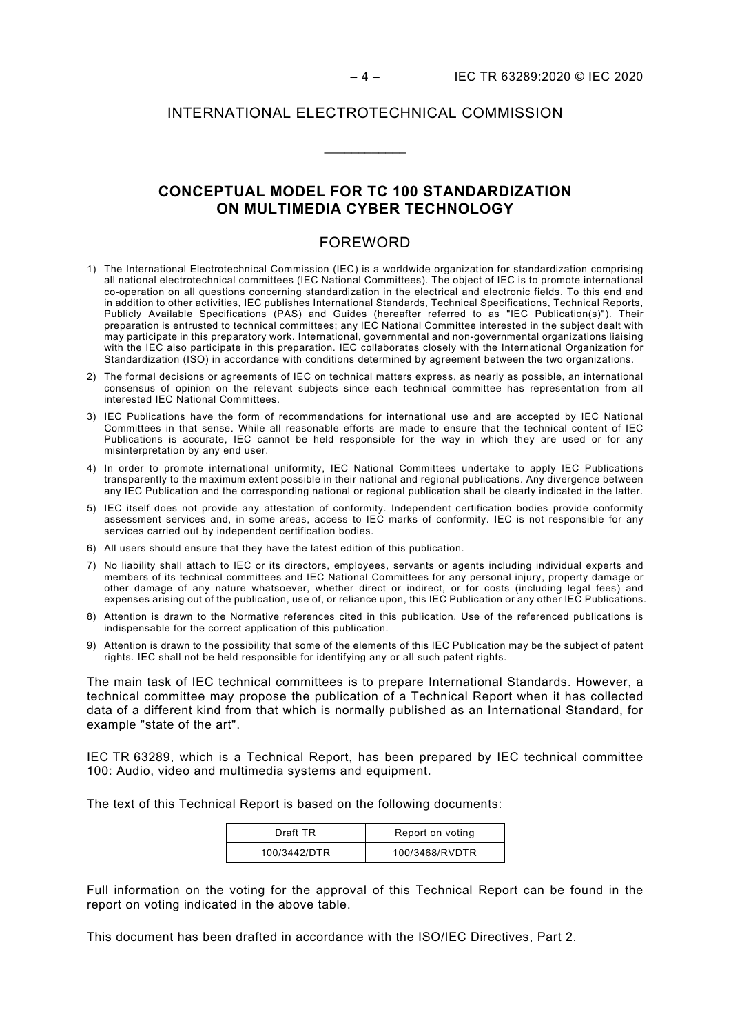# INTERNATIONAL ELECTROTECHNICAL COMMISSION

\_\_\_\_\_\_\_\_\_\_\_\_

## CONCEPTUAL MODEL FOR TC 100 STANDARDIZATION ON MULTIMEDIA CYBER TECHNOLOGY

## FOREWORD

1) The International Electrotechnical Commission (IEC) is a worldwide organization for standardization comprising all national electrotechnical committees (IEC National Committees). The object of IEC is to promote international co-operation on all questions concerning standardization in the electrical and electronic fields. To this end and in addition to other activities, IEC publishes International Standards, Technical Specifications, Technical Reports, Publicly Available Specifications (PAS) and Guides (hereafter referred to as "IEC Publication(s)"). Their preparation is entrusted to technical committees; any IEC National Committee interested in the subject dealt with may participate in this preparatory work. International, governmental and non-governmental organizations liaising with the IEC also participate in this preparation. IEC collaborates closely with the International Organization for Standardization (ISO) in accordance with conditions determined by agreement between the two organizations.
2) The formal decisions or agreements of IEC on technical matters express, as nearly as possible, an international consensus of opinion on the relevant subjects since each technical committee has representation from all interested IEC National Committees.
3) IEC Publications have the form of recommendations for international use and are accepted by IEC National Committees in that sense. While all reasonable efforts are made to ensure that the technical content of IEC Publications is accurate, IEC cannot be held responsible for the way in which they are used or for any misinterpretation by any end user.
4) In order to promote international uniformity, IEC National Committees undertake to apply IEC Publications transparently to the maximum extent possible in their national and regional publications. Any divergence between any IEC Publication and the corresponding national or regional publication shall be clearly indicated in the latter.
5) IEC itself does not provide any attestation of conformity. Independent certification bodies provide conformity assessment services and, in some areas, access to IEC marks of conformity. IEC is not responsible for any services carried out by independent certification bodies.
6) All users should ensure that they have the latest edition of this publication.
7) No liability shall attach to IEC or its directors, employees, servants or agents including individual experts and members of its technical committees and IEC National Committees for any personal injury, property damage or other damage of any nature whatsoever, whether direct or indirect, or for costs (including legal fees) and expenses arising out of the publication, use of, or reliance upon, this IEC Publication or any other IEC Publications.
8) Attention is drawn to the Normative references cited in this publication. Use of the referenced publications is indispensable for the correct application of this publication.
9) Attention is drawn to the possibility that some of the elements of this IEC Publication may be the subject of patent rights. IEC shall not be held responsible for identifying any or all such patent rights.

The main task of IEC technical committees is to prepare International Standards. However, a technical committee may propose the publication of a Technical Report when it has collected data of a different kind from that which is normally published as an International Standard, for example "state of the art".

IEC TR 63289, which is a Technical Report, has been prepared by IEC technical committee 100: Audio, video and multimedia systems and equipment.

The text of this Technical Report is based on the following documents:

| Draft TR | Report on voting |
|---|---|
| 100/3442/DTR | 100/3468/RVDTR |

Full information on the voting for the approval of this Technical Report can be found in the report on voting indicated in the above table.

This document has been drafted in accordance with the ISO/IEC Directives, Part 2.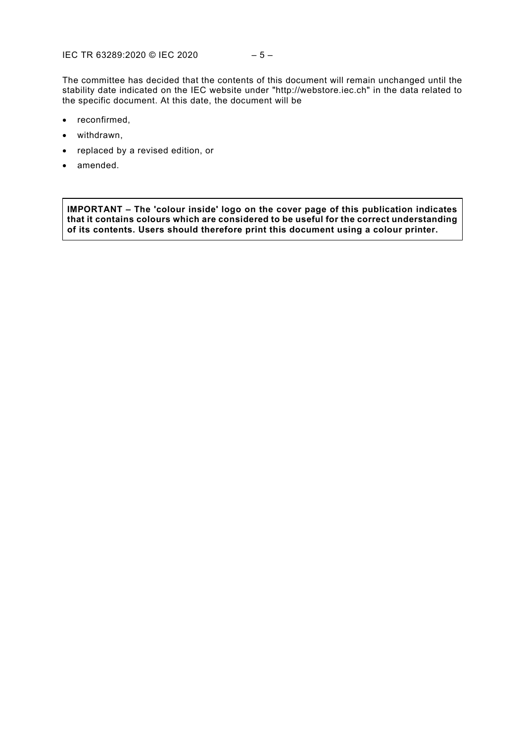The committee has decided that the contents of this document will remain unchanged until the stability date indicated on the IEC website under "http://webstore.iec.ch" in the data related to the specific document. At this date, the document will be

- reconfirmed,
- withdrawn,
- replaced by a revised edition, or
- amended.

**IMPORTANT – The 'colour inside' logo on the cover page of this publication indicates that it contains colours which are considered to be useful for the correct understanding of its contents. Users should therefore print this document using a colour printer.**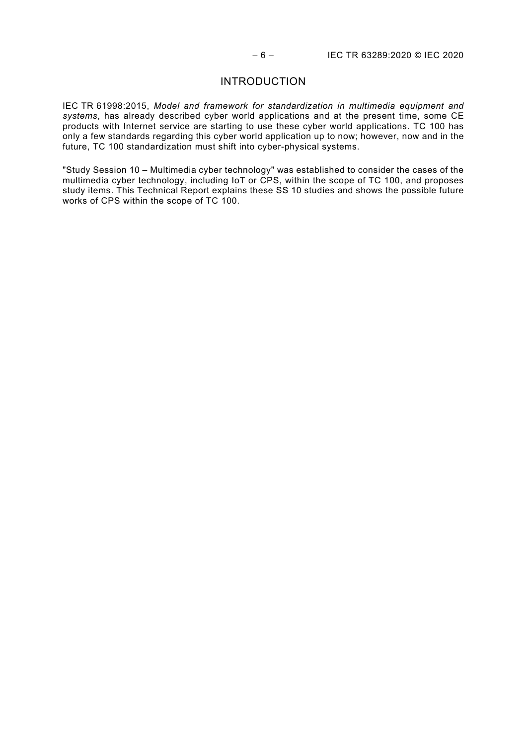# INTRODUCTION

IEC TR 61998:2015, *Model and framework for standardization in multimedia equipment and systems*, has already described cyber world applications and at the present time, some CE products with Internet service are starting to use these cyber world applications. TC 100 has only a few standards regarding this cyber world application up to now; however, now and in the future, TC 100 standardization must shift into cyber-physical systems.

"Study Session 10 – Multimedia cyber technology" was established to consider the cases of the multimedia cyber technology, including IoT or CPS, within the scope of TC 100, and proposes study items. This Technical Report explains these SS 10 studies and shows the possible future works of CPS within the scope of TC 100.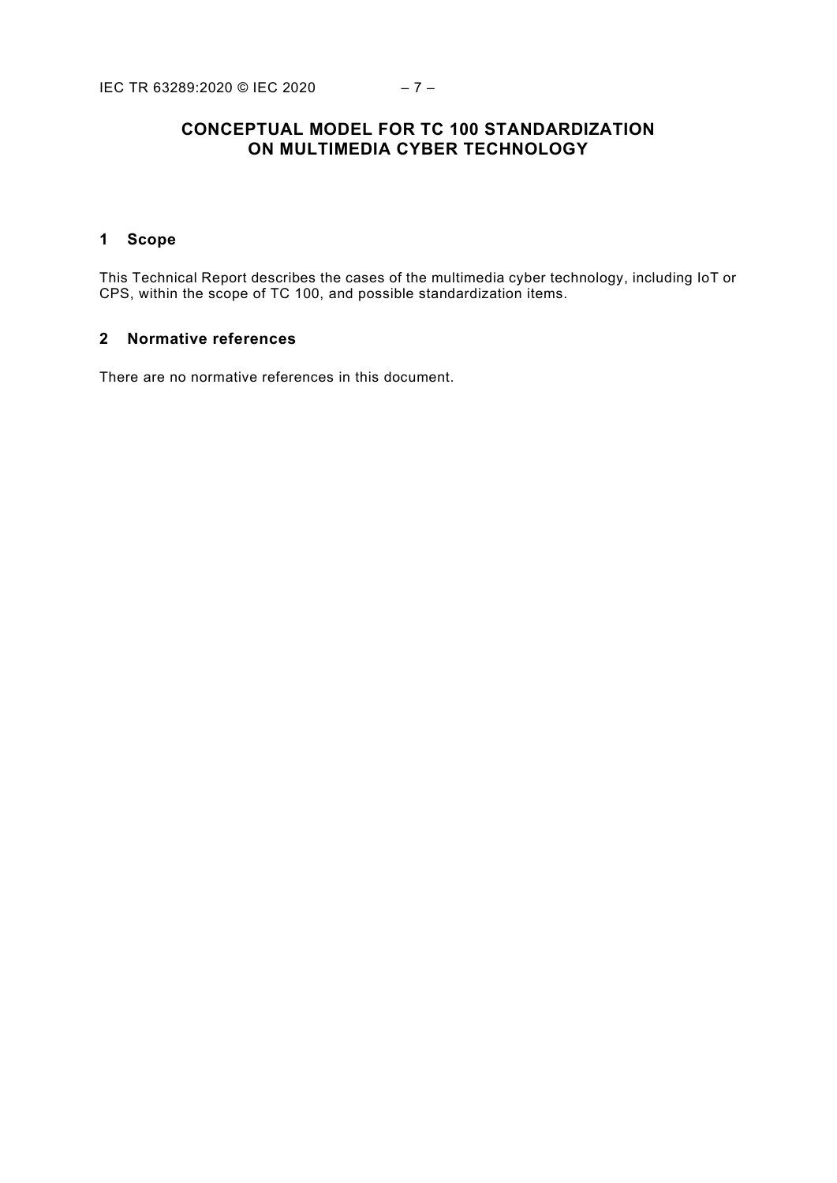# CONCEPTUAL MODEL FOR TC 100 STANDARDIZATION ON MULTIMEDIA CYBER TECHNOLOGY

## 1 Scope

This Technical Report describes the cases of the multimedia cyber technology, including IoT or CPS, within the scope of TC 100, and possible standardization items.

## 2 Normative references

There are no normative references in this document.